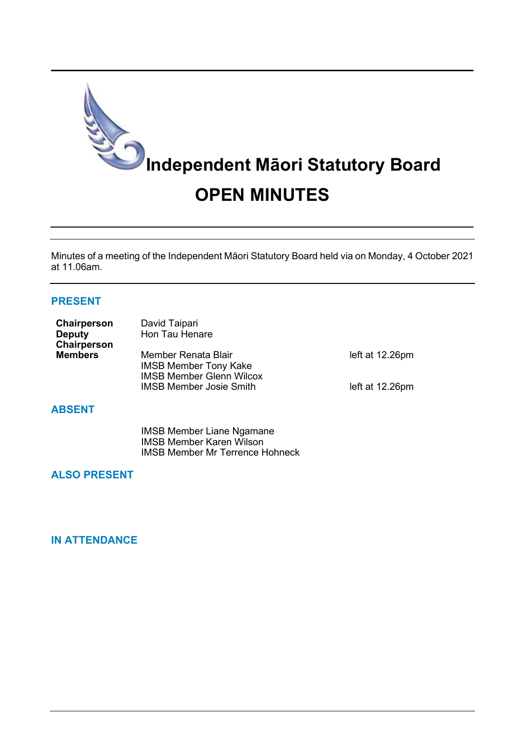# Independent Māori Statutory Board

# OPEN MINUTES

Minutes of a meeting of the Independent Māori Statutory Board held via on Monday, 4 October 2021 at 11.06am.

## PRESENT

| | | |
|---|---|---|
| **Chairperson** | David Taipari | |
| **Deputy Chairperson** | Hon Tau Henare | |
| **Members** | Member Renata Blair | left at 12.26pm |
| | IMSB Member Tony Kake | |
| | IMSB Member Glenn Wilcox | |
| | IMSB Member Josie Smith | left at 12.26pm |

## ABSENT

IMSB Member Liane Ngamane
IMSB Member Karen Wilson
IMSB Member Mr Terrence Hohneck

## ALSO PRESENT

## IN ATTENDANCE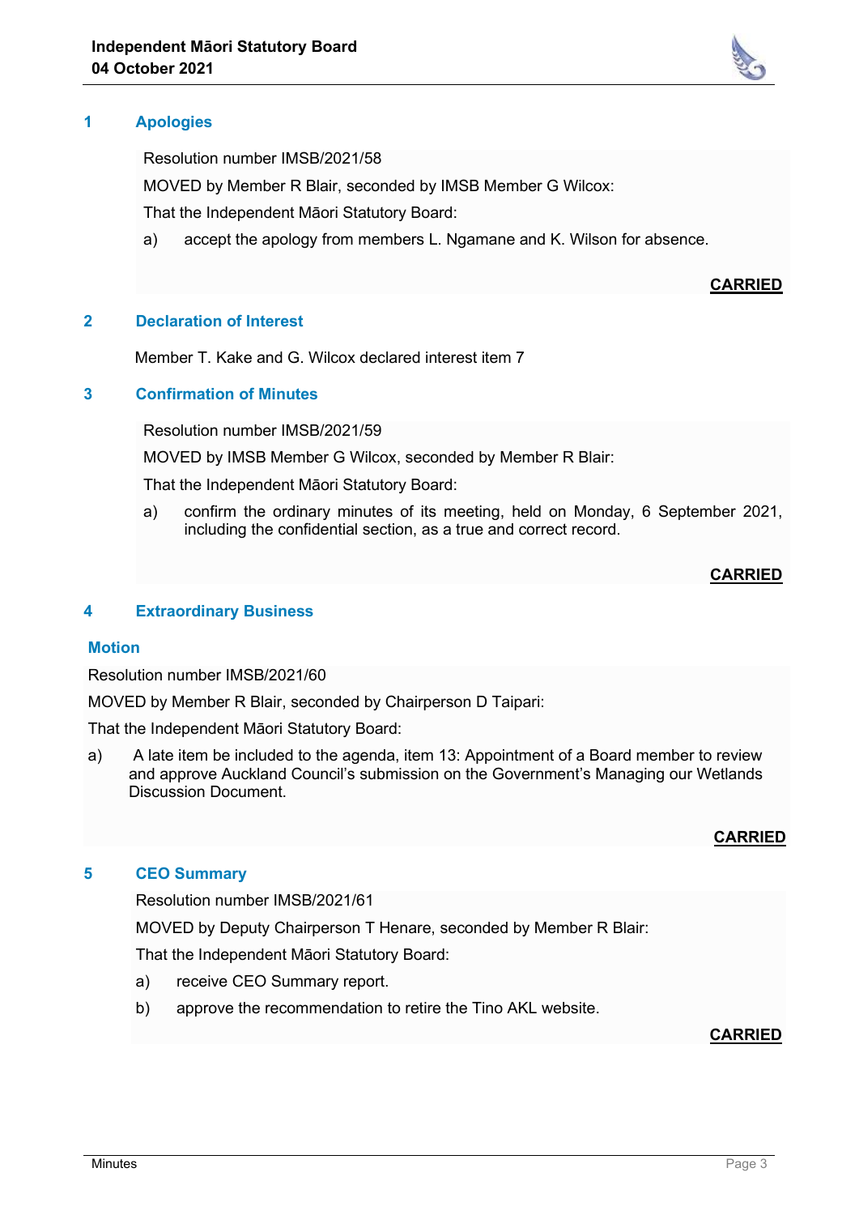## 1 Apologies

Resolution number IMSB/2021/58

MOVED by Member R Blair, seconded by IMSB Member G Wilcox:

That the Independent Māori Statutory Board:

a) accept the apology from members L. Ngamane and K. Wilson for absence.

**CARRIED**

## 2 Declaration of Interest

Member T. Kake and G. Wilcox declared interest item 7

## 3 Confirmation of Minutes

Resolution number IMSB/2021/59

MOVED by IMSB Member G Wilcox, seconded by Member R Blair:

That the Independent Māori Statutory Board:

a) confirm the ordinary minutes of its meeting, held on Monday, 6 September 2021, including the confidential section, as a true and correct record.

**CARRIED**

## 4 Extraordinary Business

### Motion

Resolution number IMSB/2021/60

MOVED by Member R Blair, seconded by Chairperson D Taipari:

That the Independent Māori Statutory Board:

a) A late item be included to the agenda, item 13: Appointment of a Board member to review and approve Auckland Council's submission on the Government's Managing our Wetlands Discussion Document.

**CARRIED**

## 5 CEO Summary

Resolution number IMSB/2021/61

MOVED by Deputy Chairperson T Henare, seconded by Member R Blair:

That the Independent Māori Statutory Board:

a) receive CEO Summary report.

b) approve the recommendation to retire the Tino AKL website.

**CARRIED**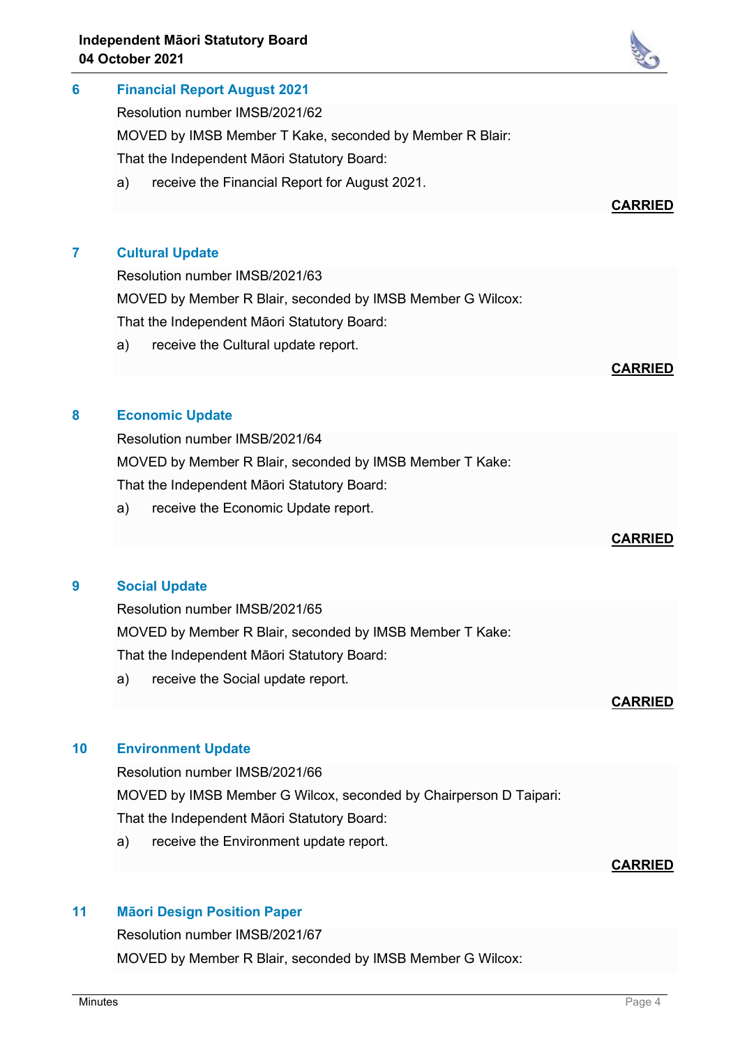## 6 Financial Report August 2021

Resolution number IMSB/2021/62

MOVED by IMSB Member T Kake, seconded by Member R Blair:

That the Independent Māori Statutory Board:

a) receive the Financial Report for August 2021.

**CARRIED**

## 7 Cultural Update

Resolution number IMSB/2021/63

MOVED by Member R Blair, seconded by IMSB Member G Wilcox:

That the Independent Māori Statutory Board:

a) receive the Cultural update report.

**CARRIED**

## 8 Economic Update

Resolution number IMSB/2021/64

MOVED by Member R Blair, seconded by IMSB Member T Kake:

That the Independent Māori Statutory Board:

a) receive the Economic Update report.

**CARRIED**

## 9 Social Update

Resolution number IMSB/2021/65

MOVED by Member R Blair, seconded by IMSB Member T Kake:

That the Independent Māori Statutory Board:

a) receive the Social update report.

**CARRIED**

## 10 Environment Update

Resolution number IMSB/2021/66

MOVED by IMSB Member G Wilcox, seconded by Chairperson D Taipari:

That the Independent Māori Statutory Board:

a) receive the Environment update report.

**CARRIED**

## 11 Māori Design Position Paper

Resolution number IMSB/2021/67

MOVED by Member R Blair, seconded by IMSB Member G Wilcox: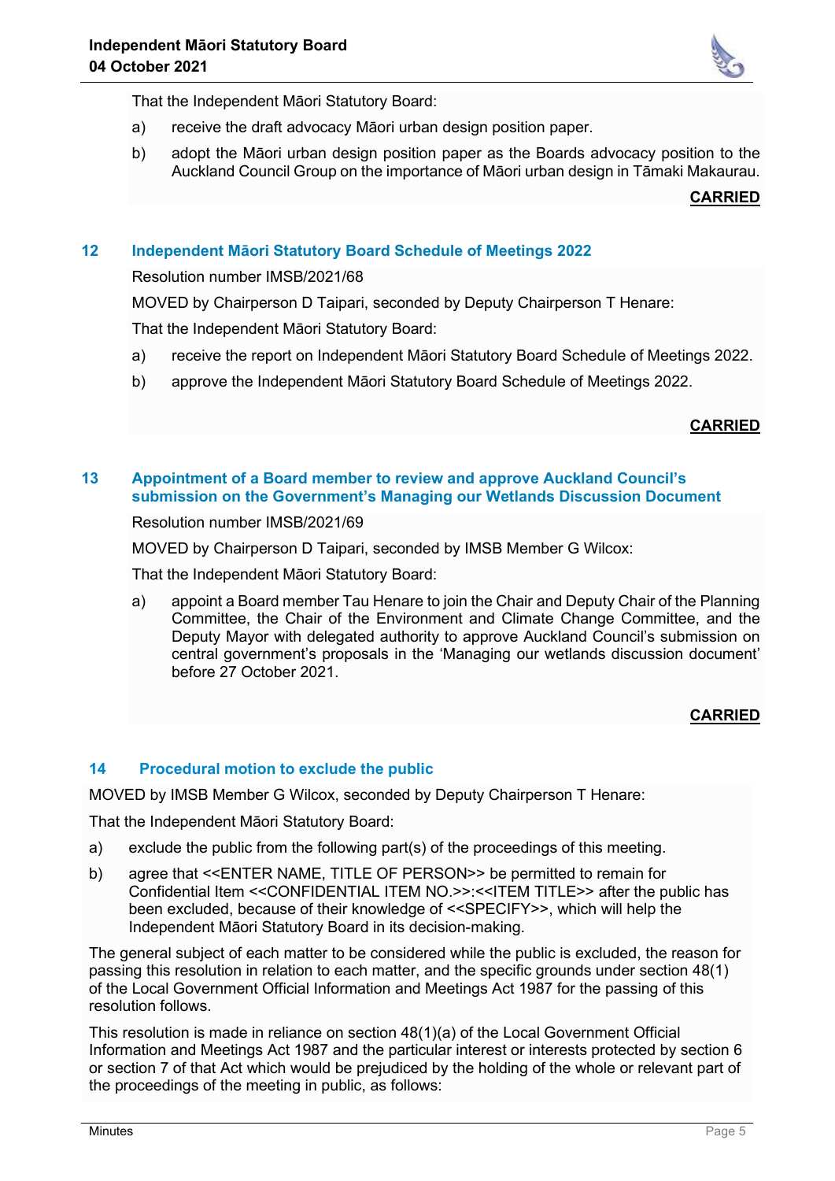That the Independent Māori Statutory Board:

a) receive the draft advocacy Māori urban design position paper.

b) adopt the Māori urban design position paper as the Boards advocacy position to the Auckland Council Group on the importance of Māori urban design in Tāmaki Makaurau.

**CARRIED**

## 12 Independent Māori Statutory Board Schedule of Meetings 2022

Resolution number IMSB/2021/68

MOVED by Chairperson D Taipari, seconded by Deputy Chairperson T Henare:

That the Independent Māori Statutory Board:

a) receive the report on Independent Māori Statutory Board Schedule of Meetings 2022.

b) approve the Independent Māori Statutory Board Schedule of Meetings 2022.

**CARRIED**

## 13 Appointment of a Board member to review and approve Auckland Council's submission on the Government's Managing our Wetlands Discussion Document

Resolution number IMSB/2021/69

MOVED by Chairperson D Taipari, seconded by IMSB Member G Wilcox:

That the Independent Māori Statutory Board:

a) appoint a Board member Tau Henare to join the Chair and Deputy Chair of the Planning Committee, the Chair of the Environment and Climate Change Committee, and the Deputy Mayor with delegated authority to approve Auckland Council's submission on central government's proposals in the 'Managing our wetlands discussion document' before 27 October 2021.

**CARRIED**

## 14 Procedural motion to exclude the public

MOVED by IMSB Member G Wilcox, seconded by Deputy Chairperson T Henare:

That the Independent Māori Statutory Board:

a) exclude the public from the following part(s) of the proceedings of this meeting.

b) agree that <<ENTER NAME, TITLE OF PERSON>> be permitted to remain for Confidential Item <<CONFIDENTIAL ITEM NO.>>:<<ITEM TITLE>> after the public has been excluded, because of their knowledge of <<SPECIFY>>, which will help the Independent Māori Statutory Board in its decision-making.

The general subject of each matter to be considered while the public is excluded, the reason for passing this resolution in relation to each matter, and the specific grounds under section 48(1) of the Local Government Official Information and Meetings Act 1987 for the passing of this resolution follows.

This resolution is made in reliance on section 48(1)(a) of the Local Government Official Information and Meetings Act 1987 and the particular interest or interests protected by section 6 or section 7 of that Act which would be prejudiced by the holding of the whole or relevant part of the proceedings of the meeting in public, as follows: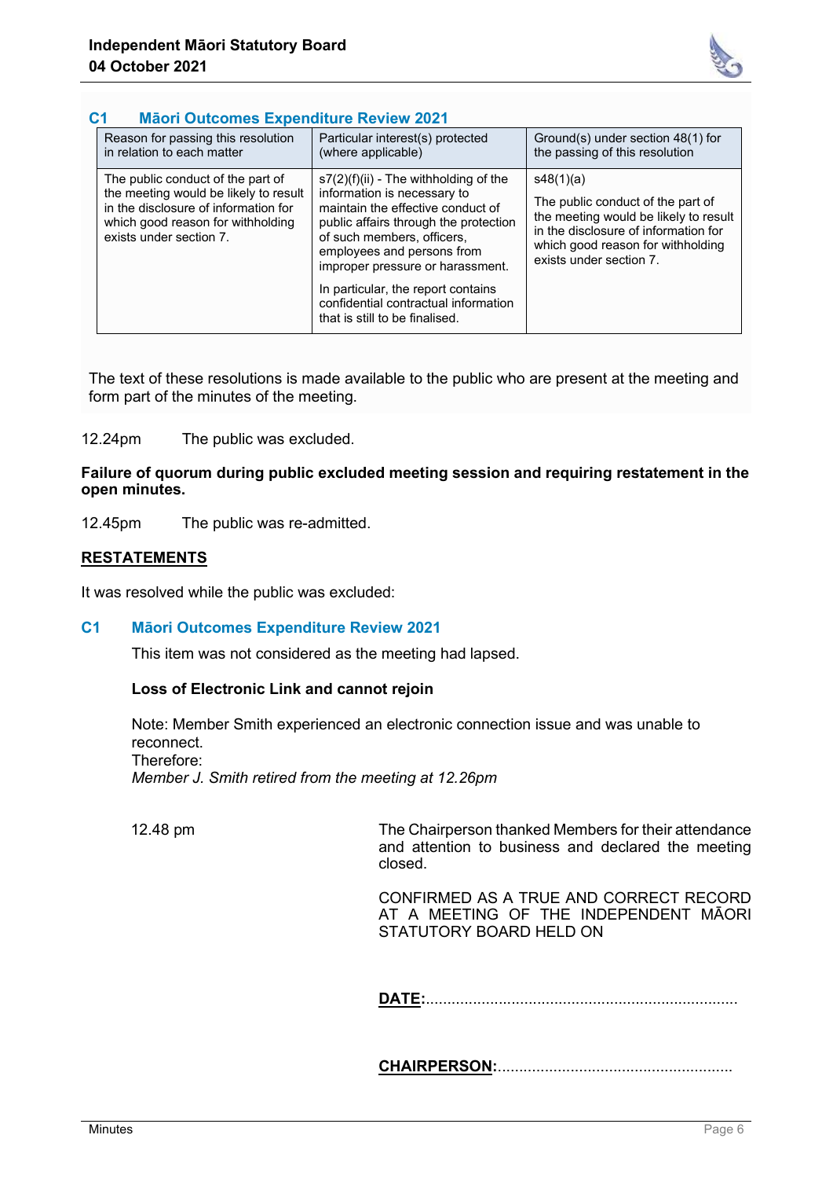## C1 Māori Outcomes Expenditure Review 2021

| Reason for passing this resolution in relation to each matter | Particular interest(s) protected (where applicable) | Ground(s) under section 48(1) for the passing of this resolution |
|---|---|---|
| The public conduct of the part of the meeting would be likely to result in the disclosure of information for which good reason for withholding exists under section 7. | s7(2)(f)(ii) - The withholding of the information is necessary to maintain the effective conduct of public affairs through the protection of such members, officers, employees and persons from improper pressure or harassment.<br><br>In particular, the report contains confidential contractual information that is still to be finalised. | s48(1)(a)<br><br>The public conduct of the part of the meeting would be likely to result in the disclosure of information for which good reason for withholding exists under section 7. |

The text of these resolutions is made available to the public who are present at the meeting and form part of the minutes of the meeting.

12.24pm The public was excluded.

**Failure of quorum during public excluded meeting session and requiring restatement in the open minutes.**

12.45pm The public was re-admitted.

## RESTATEMENTS

It was resolved while the public was excluded:

### C1 Māori Outcomes Expenditure Review 2021

This item was not considered as the meeting had lapsed.

**Loss of Electronic Link and cannot rejoin**

Note: Member Smith experienced an electronic connection issue and was unable to reconnect.
Therefore:
*Member J. Smith retired from the meeting at 12.26pm*

12.48 pm The Chairperson thanked Members for their attendance and attention to business and declared the meeting closed.

CONFIRMED AS A TRUE AND CORRECT RECORD AT A MEETING OF THE INDEPENDENT MĀORI STATUTORY BOARD HELD ON

**DATE:**.........................................................................

**CHAIRPERSON:**.......................................................